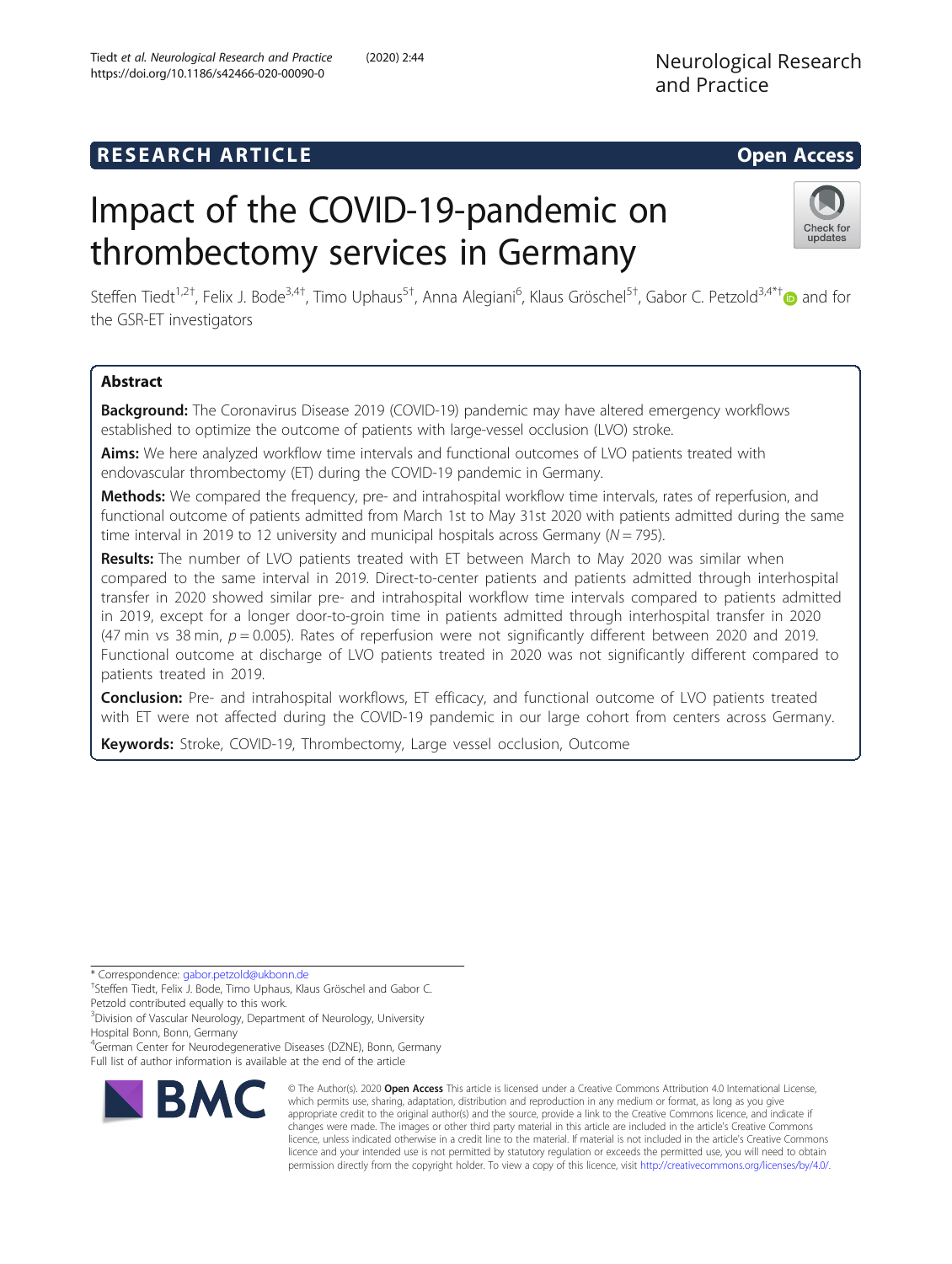RESEARCH ARTICLE

Open Access

# Impact of the COVID-19-pandemic on thrombectomy services in Germany

Steffen Tiedt[1,2†], Felix J. Bode[3,4†], Timo Uphaus[5†], Anna Alegiani[6], Klaus Gröschel[5†], Gabor C. Petzold[3,4*†] and for the GSR-ET investigators

## Abstract

**Background:** The Coronavirus Disease 2019 (COVID-19) pandemic may have altered emergency workflows established to optimize the outcome of patients with large-vessel occlusion (LVO) stroke.

**Aims:** We here analyzed workflow time intervals and functional outcomes of LVO patients treated with endovascular thrombectomy (ET) during the COVID-19 pandemic in Germany.

**Methods:** We compared the frequency, pre- and intrahospital workflow time intervals, rates of reperfusion, and functional outcome of patients admitted from March 1st to May 31st 2020 with patients admitted during the same time interval in 2019 to 12 university and municipal hospitals across Germany ($N = 795$).

**Results:** The number of LVO patients treated with ET between March to May 2020 was similar when compared to the same interval in 2019. Direct-to-center patients and patients admitted through interhospital transfer in 2020 showed similar pre- and intrahospital workflow time intervals compared to patients admitted in 2019, except for a longer door-to-groin time in patients admitted through interhospital transfer in 2020 (47 min vs 38 min, $p = 0.005$). Rates of reperfusion were not significantly different between 2020 and 2019. Functional outcome at discharge of LVO patients treated in 2020 was not significantly different compared to patients treated in 2019.

**Conclusion:** Pre- and intrahospital workflows, ET efficacy, and functional outcome of LVO patients treated with ET were not affected during the COVID-19 pandemic in our large cohort from centers across Germany.

**Keywords:** Stroke, COVID-19, Thrombectomy, Large vessel occlusion, Outcome

* Correspondence: gabor.petzold@ukbonn.de
†Steffen Tiedt, Felix J. Bode, Timo Uphaus, Klaus Gröschel and Gabor C. Petzold contributed equally to this work.
[3]Division of Vascular Neurology, Department of Neurology, University Hospital Bonn, Bonn, Germany
[4]German Center for Neurodegenerative Diseases (DZNE), Bonn, Germany
Full list of author information is available at the end of the article

© The Author(s). 2020 **Open Access** This article is licensed under a Creative Commons Attribution 4.0 International License, which permits use, sharing, adaptation, distribution and reproduction in any medium or format, as long as you give appropriate credit to the original author(s) and the source, provide a link to the Creative Commons licence, and indicate if changes were made. The images or other third party material in this article are included in the article's Creative Commons licence, unless indicated otherwise in a credit line to the material. If material is not included in the article's Creative Commons licence and your intended use is not permitted by statutory regulation or exceeds the permitted use, you will need to obtain permission directly from the copyright holder. To view a copy of this licence, visit http://creativecommons.org/licenses/by/4.0/.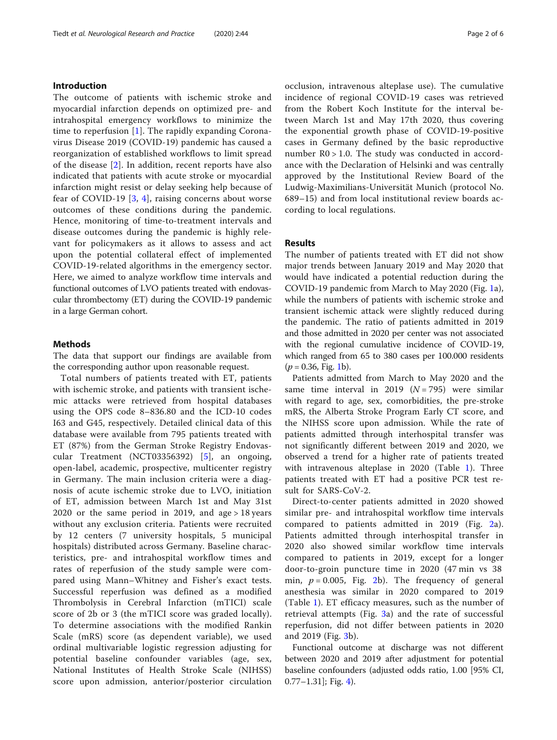## Introduction

The outcome of patients with ischemic stroke and myocardial infarction depends on optimized pre- and intrahospital emergency workflows to minimize the time to reperfusion [1]. The rapidly expanding Coronavirus Disease 2019 (COVID-19) pandemic has caused a reorganization of established workflows to limit spread of the disease [2]. In addition, recent reports have also indicated that patients with acute stroke or myocardial infarction might resist or delay seeking help because of fear of COVID-19 [3, 4], raising concerns about worse outcomes of these conditions during the pandemic. Hence, monitoring of time-to-treatment intervals and disease outcomes during the pandemic is highly relevant for policymakers as it allows to assess and act upon the potential collateral effect of implemented COVID-19-related algorithms in the emergency sector. Here, we aimed to analyze workflow time intervals and functional outcomes of LVO patients treated with endovascular thrombectomy (ET) during the COVID-19 pandemic in a large German cohort.

## Methods

The data that support our findings are available from the corresponding author upon reasonable request.

Total numbers of patients treated with ET, patients with ischemic stroke, and patients with transient ischemic attacks were retrieved from hospital databases using the OPS code 8–836.80 and the ICD-10 codes I63 and G45, respectively. Detailed clinical data of this database were available from 795 patients treated with ET (87%) from the German Stroke Registry Endovascular Treatment (NCT03356392) [5], an ongoing, open-label, academic, prospective, multicenter registry in Germany. The main inclusion criteria were a diagnosis of acute ischemic stroke due to LVO, initiation of ET, admission between March 1st and May 31st 2020 or the same period in 2019, and age > 18 years without any exclusion criteria. Patients were recruited by 12 centers (7 university hospitals, 5 municipal hospitals) distributed across Germany. Baseline characteristics, pre- and intrahospital workflow times and rates of reperfusion of the study sample were compared using Mann–Whitney and Fisher's exact tests. Successful reperfusion was defined as a modified Thrombolysis in Cerebral Infarction (mTICI) scale score of 2b or 3 (the mTICI score was graded locally). To determine associations with the modified Rankin Scale (mRS) score (as dependent variable), we used ordinal multivariable logistic regression adjusting for potential baseline confounder variables (age, sex, National Institutes of Health Stroke Scale (NIHSS) score upon admission, anterior/posterior circulation occlusion, intravenous alteplase use). The cumulative incidence of regional COVID-19 cases was retrieved from the Robert Koch Institute for the interval between March 1st and May 17th 2020, thus covering the exponential growth phase of COVID-19-positive cases in Germany defined by the basic reproductive number R0 > 1.0. The study was conducted in accordance with the Declaration of Helsinki and was centrally approved by the Institutional Review Board of the Ludwig-Maximilians-Universität Munich (protocol No. 689–15) and from local institutional review boards according to local regulations.

## Results

The number of patients treated with ET did not show major trends between January 2019 and May 2020 that would have indicated a potential reduction during the COVID-19 pandemic from March to May 2020 (Fig. 1a), while the numbers of patients with ischemic stroke and transient ischemic attack were slightly reduced during the pandemic. The ratio of patients admitted in 2019 and those admitted in 2020 per center was not associated with the regional cumulative incidence of COVID-19, which ranged from 65 to 380 cases per 100.000 residents ($p = 0.36$, Fig. 1b).

Patients admitted from March to May 2020 and the same time interval in 2019 ($N = 795$) were similar with regard to age, sex, comorbidities, the pre-stroke mRS, the Alberta Stroke Program Early CT score, and the NIHSS score upon admission. While the rate of patients admitted through interhospital transfer was not significantly different between 2019 and 2020, we observed a trend for a higher rate of patients treated with intravenous alteplase in 2020 (Table 1). Three patients treated with ET had a positive PCR test result for SARS-CoV-2.

Direct-to-center patients admitted in 2020 showed similar pre- and intrahospital workflow time intervals compared to patients admitted in 2019 (Fig. 2a). Patients admitted through interhospital transfer in 2020 also showed similar workflow time intervals compared to patients in 2019, except for a longer door-to-groin puncture time in 2020 (47 min vs 38 min, $p = 0.005$, Fig. 2b). The frequency of general anesthesia was similar in 2020 compared to 2019 (Table 1). ET efficacy measures, such as the number of retrieval attempts (Fig. 3a) and the rate of successful reperfusion, did not differ between patients in 2020 and 2019 (Fig. 3b).

Functional outcome at discharge was not different between 2020 and 2019 after adjustment for potential baseline confounders (adjusted odds ratio, 1.00 [95% CI, 0.77–1.31]; Fig. 4).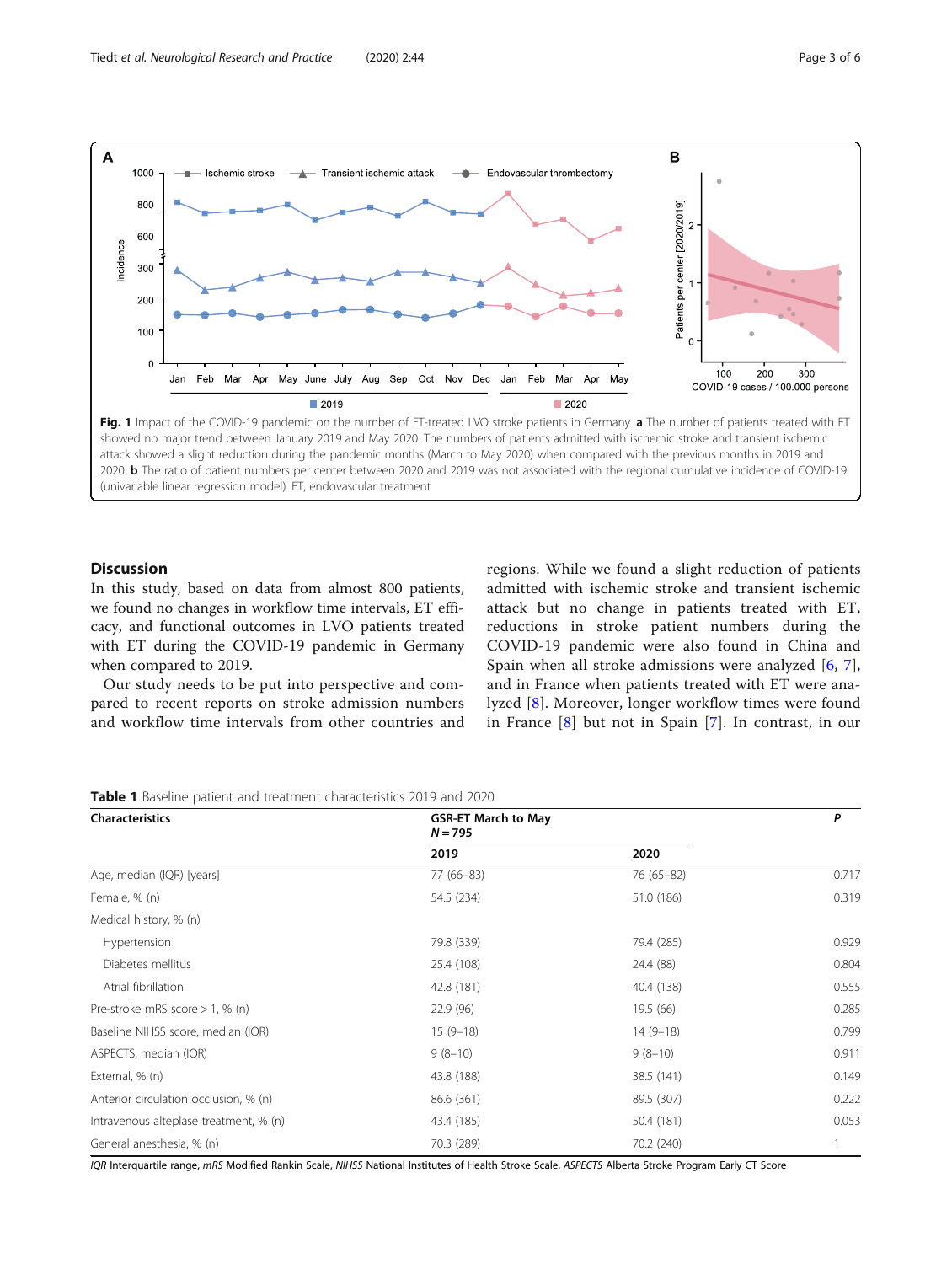Fig. 1 Impact of the COVID-19 pandemic on the number of ET-treated LVO stroke patients in Germany. **a** The number of patients treated with ET showed no major trend between January 2019 and May 2020. The numbers of patients admitted with ischemic stroke and transient ischemic attack showed a slight reduction during the pandemic months (March to May 2020) when compared with the previous months in 2019 and 2020. **b** The ratio of patient numbers per center between 2020 and 2019 was not associated with the regional cumulative incidence of COVID-19 (univariable linear regression model). ET, endovascular treatment

## Discussion

In this study, based on data from almost 800 patients, we found no changes in workflow time intervals, ET efficacy, and functional outcomes in LVO patients treated with ET during the COVID-19 pandemic in Germany when compared to 2019.

Our study needs to be put into perspective and compared to recent reports on stroke admission numbers and workflow time intervals from other countries and regions. While we found a slight reduction of patients admitted with ischemic stroke and transient ischemic attack but no change in patients treated with ET, reductions in stroke patient numbers during the COVID-19 pandemic were also found in China and Spain when all stroke admissions were analyzed [6, 7], and in France when patients treated with ET were analyzed [8]. Moreover, longer workflow times were found in France [8] but not in Spain [7]. In contrast, in our

**Table 1** Baseline patient and treatment characteristics 2019 and 2020

| Characteristics | GSR-ET March to May $N = 795$ | | P |
|---|---|---|---|
| | 2019 | 2020 | |
| Age, median (IQR) [years] | 77 (66–83) | 76 (65–82) | 0.717 |
| Female, % (n) | 54.5 (234) | 51.0 (186) | 0.319 |
| Medical history, % (n) | | | |
| Hypertension | 79.8 (339) | 79.4 (285) | 0.929 |
| Diabetes mellitus | 25.4 (108) | 24.4 (88) | 0.804 |
| Atrial fibrillation | 42.8 (181) | 40.4 (138) | 0.555 |
| Pre-stroke mRS score > 1, % (n) | 22.9 (96) | 19.5 (66) | 0.285 |
| Baseline NIHSS score, median (IQR) | 15 (9–18) | 14 (9–18) | 0.799 |
| ASPECTS, median (IQR) | 9 (8–10) | 9 (8–10) | 0.911 |
| External, % (n) | 43.8 (188) | 38.5 (141) | 0.149 |
| Anterior circulation occlusion, % (n) | 86.6 (361) | 89.5 (307) | 0.222 |
| Intravenous alteplase treatment, % (n) | 43.4 (185) | 50.4 (181) | 0.053 |
| General anesthesia, % (n) | 70.3 (289) | 70.2 (240) | 1 |

*IQR* Interquartile range, *mRS* Modified Rankin Scale, *NIHSS* National Institutes of Health Stroke Scale, *ASPECTS* Alberta Stroke Program Early CT Score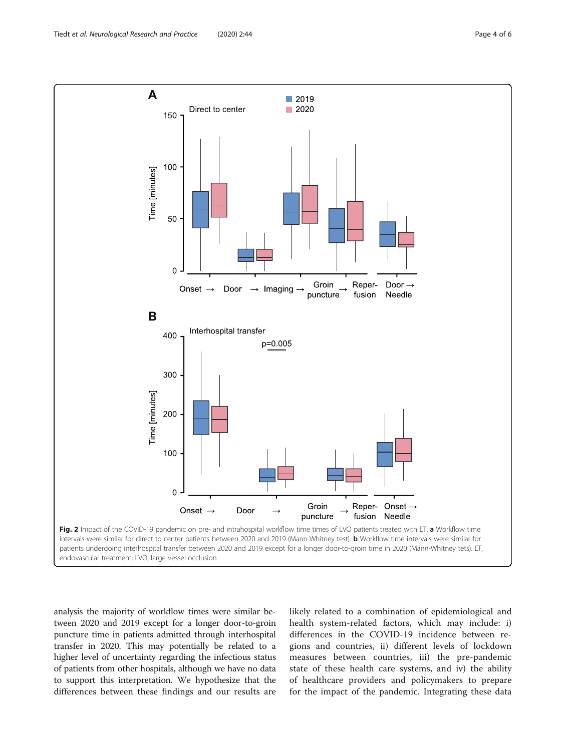Fig. 2 Impact of the COVID-19 pandemic on pre- and intrahospital workflow time times of LVO patients treated with ET. **a** Workflow time intervals were similar for direct to center patients between 2020 and 2019 (Mann-Whitney test). **b** Workflow time intervals were similar for patients undergoing interhospital transfer between 2020 and 2019 except for a longer door-to-groin time in 2020 (Mann-Whitney tets). ET, endovascular treatment; LVO, large vessel occlusion

analysis the majority of workflow times were similar between 2020 and 2019 except for a longer door-to-groin puncture time in patients admitted through interhospital transfer in 2020. This may potentially be related to a higher level of uncertainty regarding the infectious status of patients from other hospitals, although we have no data to support this interpretation. We hypothesize that the differences between these findings and our results are likely related to a combination of epidemiological and health system-related factors, which may include: i) differences in the COVID-19 incidence between regions and countries, ii) different levels of lockdown measures between countries, iii) the pre-pandemic state of these health care systems, and iv) the ability of healthcare providers and policymakers to prepare for the impact of the pandemic. Integrating these data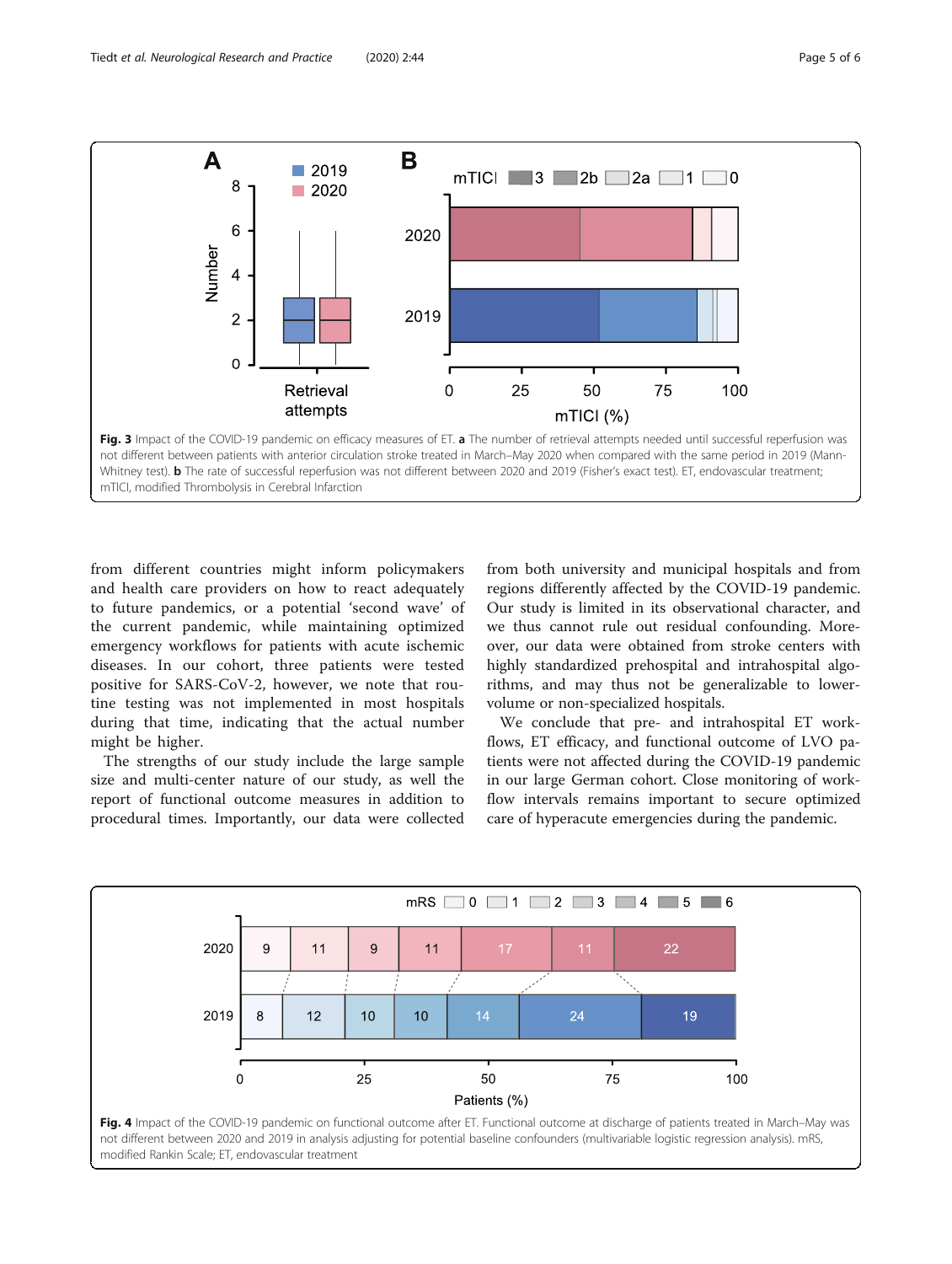**Fig. 3** Impact of the COVID-19 pandemic on efficacy measures of ET. **a** The number of retrieval attempts needed until successful reperfusion was not different between patients with anterior circulation stroke treated in March–May 2020 when compared with the same period in 2019 (Mann-Whitney test). **b** The rate of successful reperfusion was not different between 2020 and 2019 (Fisher's exact test). ET, endovascular treatment; mTICI, modified Thrombolysis in Cerebral Infarction

from different countries might inform policymakers and health care providers on how to react adequately to future pandemics, or a potential 'second wave' of the current pandemic, while maintaining optimized emergency workflows for patients with acute ischemic diseases. In our cohort, three patients were tested positive for SARS-CoV-2, however, we note that routine testing was not implemented in most hospitals during that time, indicating that the actual number might be higher.

The strengths of our study include the large sample size and multi-center nature of our study, as well the report of functional outcome measures in addition to procedural times. Importantly, our data were collected from both university and municipal hospitals and from regions differently affected by the COVID-19 pandemic. Our study is limited in its observational character, and we thus cannot rule out residual confounding. Moreover, our data were obtained from stroke centers with highly standardized prehospital and intrahospital algorithms, and may thus not be generalizable to lower-volume or non-specialized hospitals.

We conclude that pre- and intrahospital ET workflows, ET efficacy, and functional outcome of LVO patients were not affected during the COVID-19 pandemic in our large German cohort. Close monitoring of workflow intervals remains important to secure optimized care of hyperacute emergencies during the pandemic.

**Fig. 4** Impact of the COVID-19 pandemic on functional outcome after ET. Functional outcome at discharge of patients treated in March–May was not different between 2020 and 2019 in analysis adjusting for potential baseline confounders (multivariable logistic regression analysis). mRS, modified Rankin Scale; ET, endovascular treatment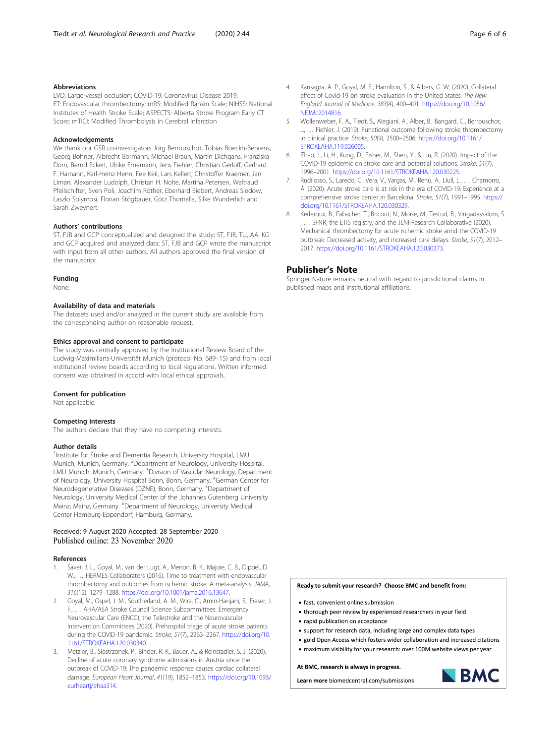### Abbreviations

LVO: Large-vessel occlusion; COVID-19: Coronavirus Disease 2019; ET: Endovascular thrombectomy; mRS: Modified Rankin Scale; NIHSS: National Institutes of Health Stroke Scale; ASPECTS: Alberta Stroke Program Early CT Score; mTICI: Modified Thrombolysis in Cerebral Infarction

### Acknowledgements

We thank our GSR co-investigators Jörg Berrouschot, Tobias Boeckh-Behrens, Georg Bohner, Albrecht Bormann, Michael Braun, Martin Dichgans, Franziska Dorn, Bernd Eckert, Ulrike Ernemann, Jens Fiehler, Christian Gerloff, Gerhard F. Hamann, Karl-Heinz Henn, Fee Keil, Lars Kellert, Christoffer Kraemer, Jan Liman, Alexander Ludolph, Christan H. Nolte, Martina Petersen, Waltraud Pfeilschifter, Sven Poli, Joachim Röther, Eberhard Siebert, Andreas Siedow, Laszlo Solymosi, Florian Stögbauer, Götz Thomalla, Silke Wunderlich and Sarah Zweynert.

### Authors' contributions

ST, FJB and GCP conceptualized and designed the study; ST, FJB, TU, AA, KG and GCP acquired and analyzed data; ST, FJB and GCP wrote the manuscript with input from all other authors. All authors approved the final version of the manuscript.

### Funding

None.

### Availability of data and materials

The datasets used and/or analyzed in the current study are available from the corresponding author on reasonable request.

### Ethics approval and consent to participate

The study was centrally approved by the Institutional Review Board of the Ludwig-Maximilians-Universität Munich (protocol No. 689–15) and from local institutional review boards according to local regulations. Written informed consent was obtained in accord with local ethical approvals.

### Consent for publication

Not applicable.

### Competing interests

The authors declare that they have no competing interests.

### Author details

[1]Institute for Stroke and Dementia Research, University Hospital, LMU Munich, Munich, Germany. [2]Department of Neurology, University Hospital, LMU Munich, Munich, Germany. [3]Division of Vascular Neurology, Department of Neurology, University Hospital Bonn, Bonn, Germany. [4]German Center for Neurodegenerative Diseases (DZNE), Bonn, Germany. [5]Department of Neurology, University Medical Center of the Johannes Gutenberg University Mainz, Mainz, Germany. [6]Department of Neurology, University Medical Center Hamburg-Eppendorf, Hamburg, Germany.

Received: 9 August 2020 Accepted: 28 September 2020
Published online: 23 November 2020

### References

1. Saver, J. L., Goyal, M., van der Lugt, A., Menon, B. K., Majoie, C. B., Dippel, D. W., … HERMES Collaborators (2016). Time to treatment with endovascular thrombectomy and outcomes from ischemic stroke: A meta-analysis. *JAMA, 316*(12), 1279–1288. https://doi.org/10.1001/jama.2016.13647.
2. Goyal, M., Ospel, J. M., Southerland, A. M., Wira, C., Amin-Hanjani, S., Fraser, J. F., … AHA/ASA Stroke Council Science Subcommittees: Emergency Neurovascular Care (ENCC), the Telestroke and the Neurovascular Intervention Committees (2020). Prehospital triage of acute stroke patients during the COVID-19 pandemic. *Stroke, 51*(7), 2263–2267. https://doi.org/10.1161/STROKEAHA.120.030340.
3. Metzler, B., Siostrzonek, P., Binder, R. K., Bauer, A., & Reinstadler, S. J. (2020). Decline of acute coronary syndrome admissions in Austria since the outbreak of COVID-19: The pandemic response causes cardiac collateral damage. *European Heart Journal, 41*(19), 1852–1853. https://doi.org/10.1093/eurheartj/ehaa314.
4. Kansagra, A. P., Goyal, M. S., Hamilton, S., & Albers, G. W. (2020). Collateral effect of Covid-19 on stroke evaluation in the United States. *The New England Journal of Medicine, 383*(4), 400–401. https://doi.org/10.1056/NEJMc2014816.
5. Wollenweber, F. A., Tiedt, S., Alegiani, A., Alber, B., Bangard, C., Berrouschot, J., … Fiehler, J. (2019). Functional outcome following stroke thrombectomy in clinical practice. *Stroke, 50*(9), 2500–2506. https://doi.org/10.1161/STROKEAHA.119.026005.
6. Zhao, J., Li, H., Kung, D., Fisher, M., Shen, Y., & Liu, R. (2020). Impact of the COVID-19 epidemic on stroke care and potential solutions. *Stroke, 51*(7), 1996–2001. https://doi.org/10.1161/STROKEAHA.120.030225.
7. Rudilosso, S., Laredo, C., Vera, V., Vargas, M., Renú, A., Llull, L., … Chamorro, Á. (2020). Acute stroke care is at risk in the era of COVID-19: Experience at a comprehensive stroke center in Barcelona. *Stroke, 51*(7), 1991–1995. https://doi.org/10.1161/STROKEAHA.120.030329.
8. Kerleroux, B., Fabacher, T., Bricout, N., Moïse, M., Testud, B., Vingadassalom, S. , … SFNR, the ETIS registry, and the JENI-Research Collaborative (2020). Mechanical thrombectomy for acute ischemic stroke amid the COVID-19 outbreak: Decreased activity, and increased care delays. *Stroke, 51*(7), 2012–2017. https://doi.org/10.1161/STROKEAHA.120.030373.

## Publisher's Note

Springer Nature remains neutral with regard to jurisdictional claims in published maps and institutional affiliations.